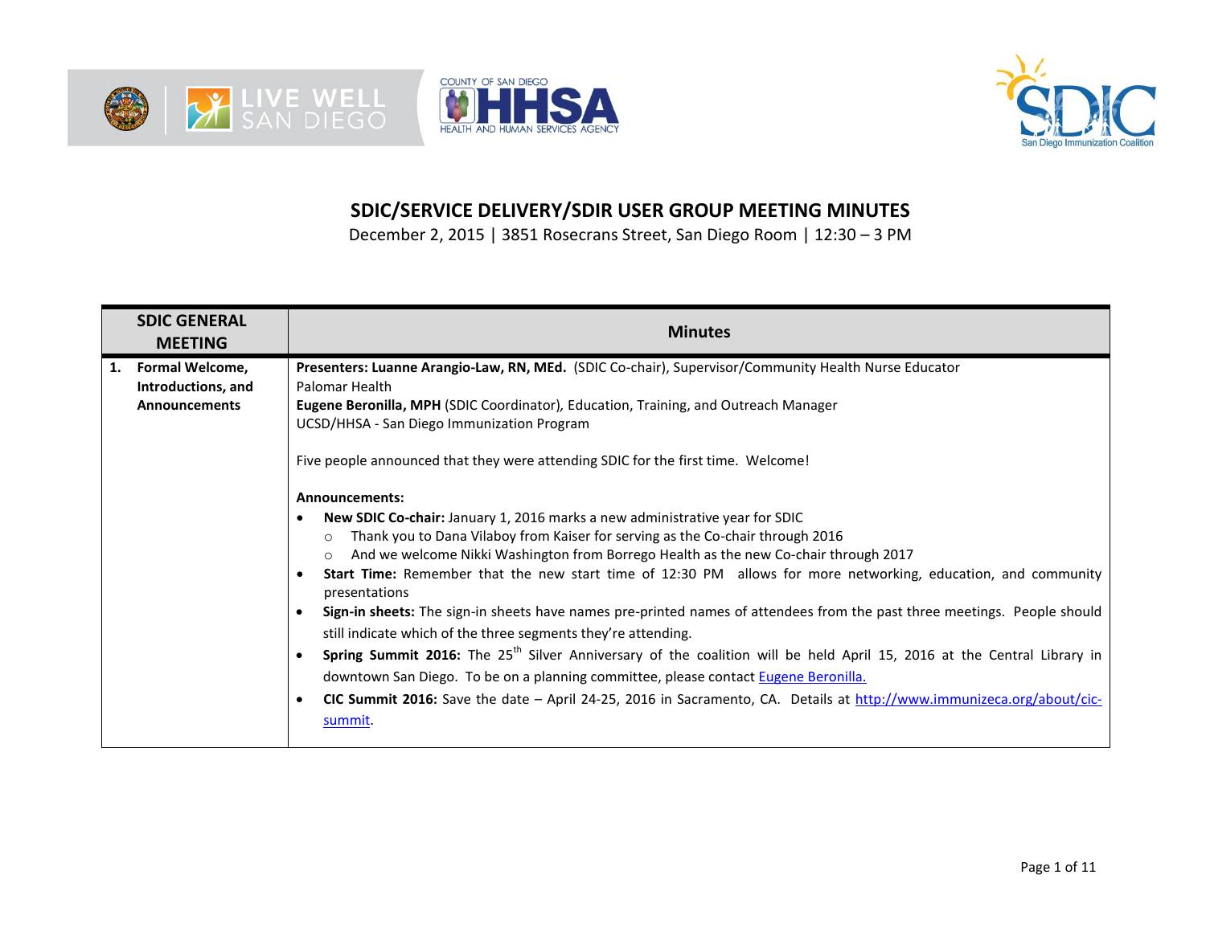# SDIC/SERVICE DELIVERY/SDIR USER GROUP MEETING MINUTES

December 2, 2015 | 3851 Rosecrans Street, San Diego Room | 12:30 – 3 PM

| SDIC GENERAL MEETING | Minutes |
|---|---|
| **1. Formal Welcome, Introductions, and Announcements** | **Presenters: Luanne Arangio-Law, RN, MEd.** (SDIC Co-chair), Supervisor/Community Health Nurse Educator<br>Palomar Health<br>**Eugene Beronilla, MPH** (SDIC Coordinator), Education, Training, and Outreach Manager<br>UCSD/HHSA - San Diego Immunization Program<br><br>Five people announced that they were attending SDIC for the first time. Welcome!<br><br>**Announcements:**<br>• **New SDIC Co-chair:** January 1, 2016 marks a new administrative year for SDIC<br>&nbsp;&nbsp;&nbsp;&nbsp;○ Thank you to Dana Vilaboy from Kaiser for serving as the Co-chair through 2016<br>&nbsp;&nbsp;&nbsp;&nbsp;○ And we welcome Nikki Washington from Borrego Health as the new Co-chair through 2017<br>• **Start Time:** Remember that the new start time of 12:30 PM allows for more networking, education, and community presentations<br>• **Sign-in sheets:** The sign-in sheets have names pre-printed names of attendees from the past three meetings. People should still indicate which of the three segments they're attending.<br>• **Spring Summit 2016:** The 25th Silver Anniversary of the coalition will be held April 15, 2016 at the Central Library in downtown San Diego. To be on a planning committee, please contact Eugene Beronilla.<br>• **CIC Summit 2016:** Save the date – April 24-25, 2016 in Sacramento, CA. Details at http://www.immunizeca.org/about/cic-summit. |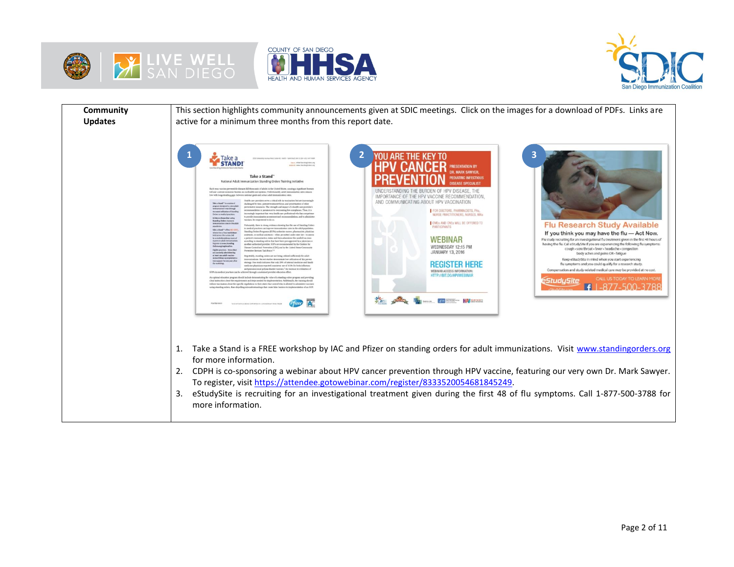| Community Updates | This section highlights community announcements given at SDIC meetings. Click on the images for a download of PDFs. Links are active for a minimum three months from this report date. |
|---|---|

1. Take a Stand is a FREE workshop by IAC and Pfizer on standing orders for adult immunizations. Visit www.standingorders.org for more information.
2. CDPH is co-sponsoring a webinar about HPV cancer prevention through HPV vaccine, featuring our very own Dr. Mark Sawyer. To register, visit https://attendee.gotowebinar.com/register/8333520054681845249.
3. eStudySite is recruiting for an investigational treatment given during the first 48 of flu symptoms. Call 1-877-500-3788 for more information.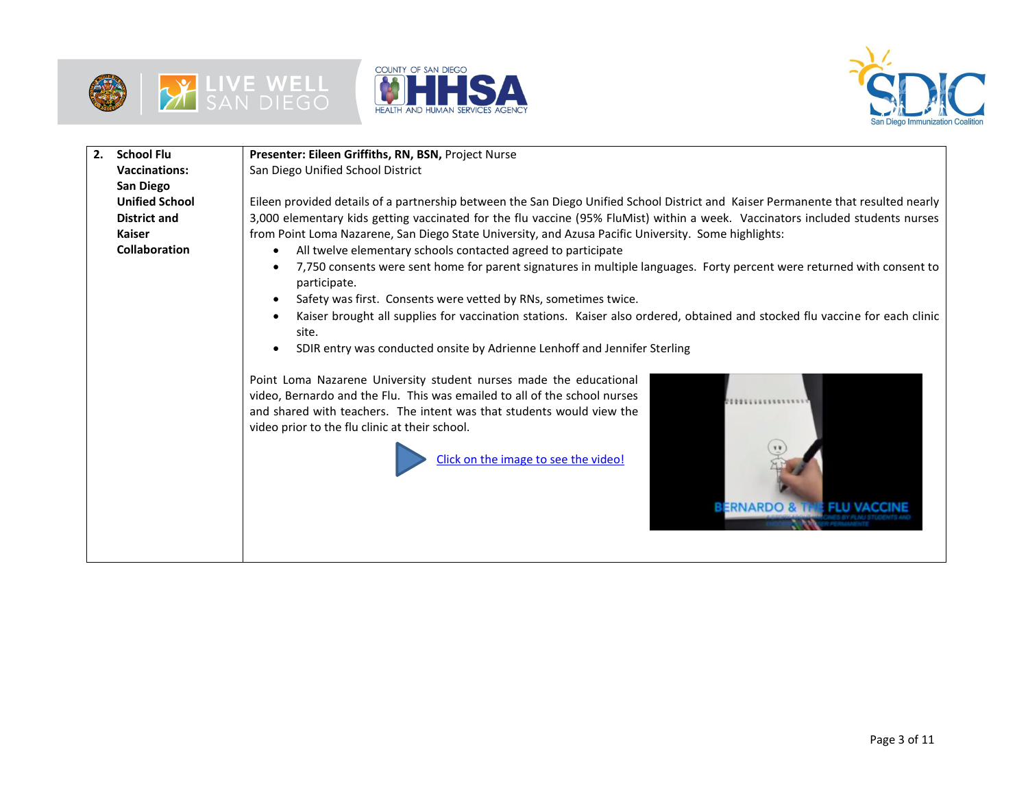| 2. School Flu Vaccinations: San Diego Unified School District and Kaiser Collaboration | **Presenter: Eileen Griffiths, RN, BSN,** Project Nurse<br>San Diego Unified School District<br><br>Eileen provided details of a partnership between the San Diego Unified School District and Kaiser Permanente that resulted nearly 3,000 elementary kids getting vaccinated for the flu vaccine (95% FluMist) within a week. Vaccinators included students nurses from Point Loma Nazarene, San Diego State University, and Azusa Pacific University. Some highlights:<br>• All twelve elementary schools contacted agreed to participate<br>• 7,750 consents were sent home for parent signatures in multiple languages. Forty percent were returned with consent to participate.<br>• Safety was first. Consents were vetted by RNs, sometimes twice.<br>• Kaiser brought all supplies for vaccination stations. Kaiser also ordered, obtained and stocked flu vaccine for each clinic site.<br>• SDIR entry was conducted onsite by Adrienne Lenhoff and Jennifer Sterling<br><br>Point Loma Nazarene University student nurses made the educational video, Bernardo and the Flu. This was emailed to all of the school nurses and shared with teachers. The intent was that students would view the video prior to the flu clinic at their school.<br><br>Click on the image to see the video! |
|---|---|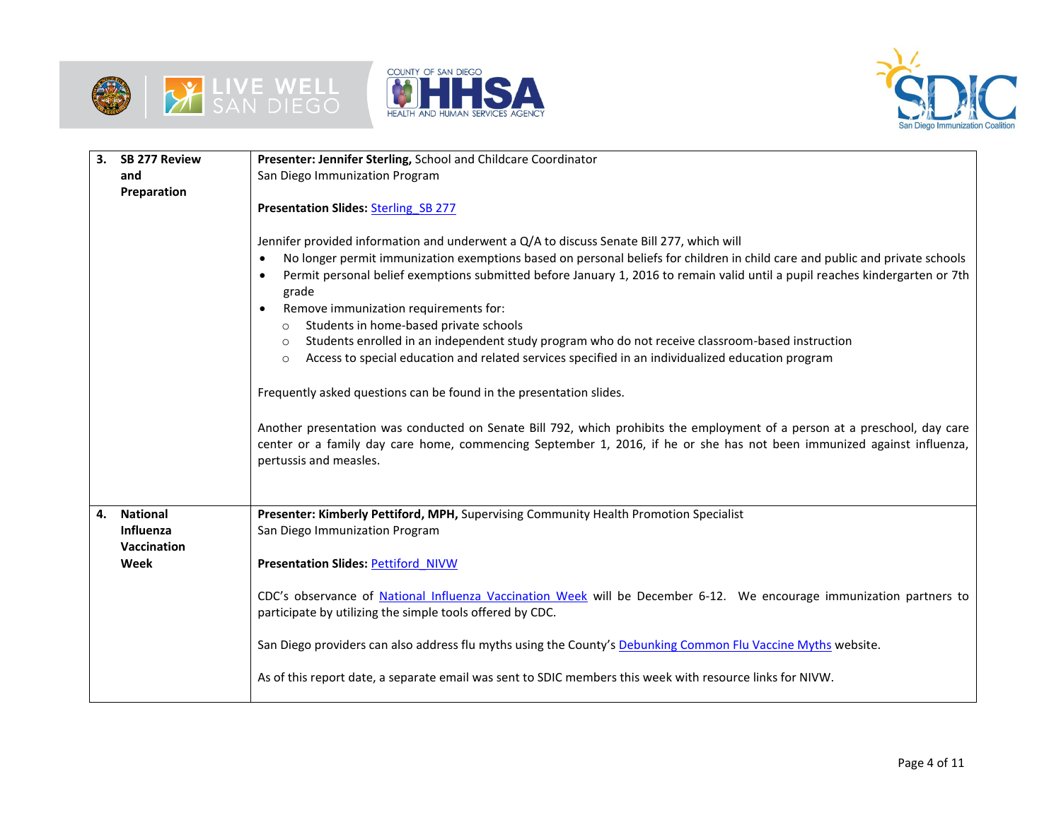| | | |
|---|---|---|
| **3.** | **SB 277 Review and Preparation** | **Presenter: Jennifer Sterling,** School and Childcare Coordinator<br>San Diego Immunization Program<br><br>**Presentation Slides:** Sterling_SB 277<br><br>Jennifer provided information and underwent a Q/A to discuss Senate Bill 277, which will<br>• No longer permit immunization exemptions based on personal beliefs for children in child care and public and private schools<br>• Permit personal belief exemptions submitted before January 1, 2016 to remain valid until a pupil reaches kindergarten or 7th grade<br>• Remove immunization requirements for:<br>  ○ Students in home-based private schools<br>  ○ Students enrolled in an independent study program who do not receive classroom-based instruction<br>  ○ Access to special education and related services specified in an individualized education program<br><br>Frequently asked questions can be found in the presentation slides.<br><br>Another presentation was conducted on Senate Bill 792, which prohibits the employment of a person at a preschool, day care center or a family day care home, commencing September 1, 2016, if he or she has not been immunized against influenza, pertussis and measles. |
| **4.** | **National Influenza Vaccination Week** | **Presenter: Kimberly Pettiford, MPH,** Supervising Community Health Promotion Specialist<br>San Diego Immunization Program<br><br>**Presentation Slides:** Pettiford_NIVW<br><br>CDC's observance of National Influenza Vaccination Week will be December 6-12. We encourage immunization partners to participate by utilizing the simple tools offered by CDC.<br><br>San Diego providers can also address flu myths using the County's Debunking Common Flu Vaccine Myths website.<br><br>As of this report date, a separate email was sent to SDIC members this week with resource links for NIVW. |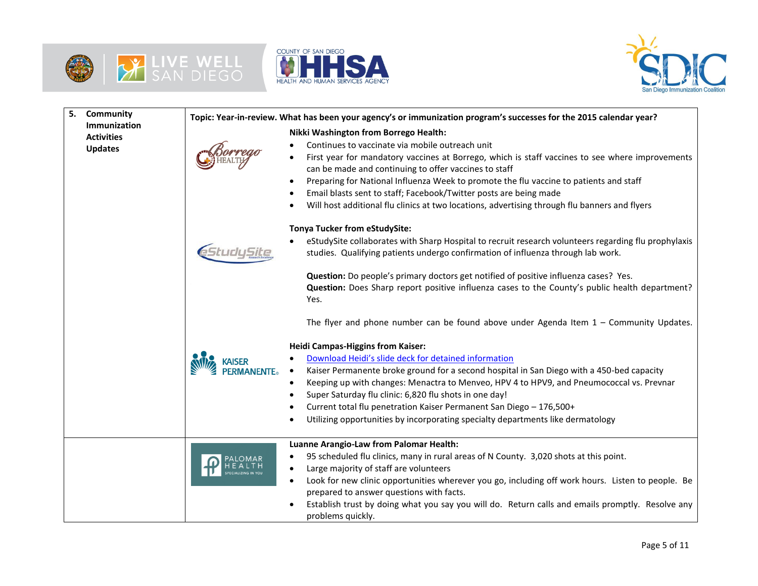| 5. **Community Immunization Activities Updates** | **Topic: Year-in-review. What has been your agency's or immunization program's successes for the 2015 calendar year?** |
|---|---|
| | **Nikki Washington from Borrego Health:**<br>• Continues to vaccinate via mobile outreach unit<br>• First year for mandatory vaccines at Borrego, which is staff vaccines to see where improvements can be made and continuing to offer vaccines to staff<br>• Preparing for National Influenza Week to promote the flu vaccine to patients and staff<br>• Email blasts sent to staff; Facebook/Twitter posts are being made<br>• Will host additional flu clinics at two locations, advertising through flu banners and flyers<br><br>**Tonya Tucker from eStudySite:**<br>• eStudySite collaborates with Sharp Hospital to recruit research volunteers regarding flu prophylaxis studies. Qualifying patients undergo confirmation of influenza through lab work.<br><br>**Question:** Do people's primary doctors get notified of positive influenza cases? Yes.<br>**Question:** Does Sharp report positive influenza cases to the County's public health department? Yes.<br><br>The flyer and phone number can be found above under Agenda Item 1 – Community Updates.<br><br>**Heidi Campas-Higgins from Kaiser:**<br>• Download Heidi's slide deck for detained information<br>• Kaiser Permanente broke ground for a second hospital in San Diego with a 450-bed capacity<br>• Keeping up with changes: Menactra to Menveo, HPV 4 to HPV9, and Pneumococcal vs. Prevnar<br>• Super Saturday flu clinic: 6,820 flu shots in one day!<br>• Current total flu penetration Kaiser Permanent San Diego – 176,500+<br>• Utilizing opportunities by incorporating specialty departments like dermatology |
| | **Luanne Arangio-Law from Palomar Health:**<br>• 95 scheduled flu clinics, many in rural areas of N County. 3,020 shots at this point.<br>• Large majority of staff are volunteers<br>• Look for new clinic opportunities wherever you go, including off work hours. Listen to people. Be prepared to answer questions with facts.<br>• Establish trust by doing what you say you will do. Return calls and emails promptly. Resolve any problems quickly. |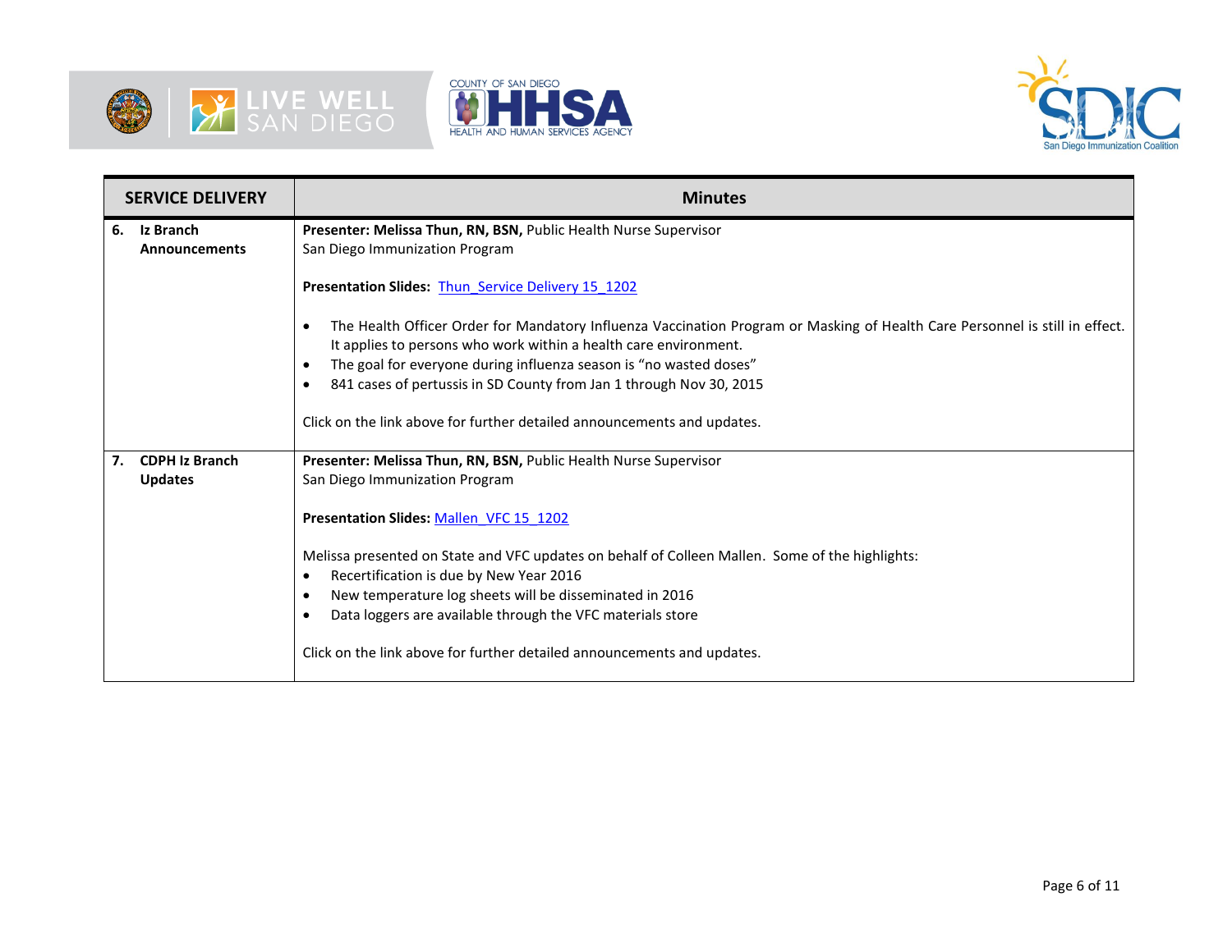| SERVICE DELIVERY | Minutes |
| --- | --- |
| **6. Iz Branch Announcements** | **Presenter: Melissa Thun, RN, BSN,** Public Health Nurse Supervisor<br>San Diego Immunization Program<br><br>**Presentation Slides:** Thun_Service Delivery 15_1202<br><br>• The Health Officer Order for Mandatory Influenza Vaccination Program or Masking of Health Care Personnel is still in effect. It applies to persons who work within a health care environment.<br>• The goal for everyone during influenza season is "no wasted doses"<br>• 841 cases of pertussis in SD County from Jan 1 through Nov 30, 2015<br><br>Click on the link above for further detailed announcements and updates. |
| **7. CDPH Iz Branch Updates** | **Presenter: Melissa Thun, RN, BSN,** Public Health Nurse Supervisor<br>San Diego Immunization Program<br><br>**Presentation Slides:** Mallen_VFC 15_1202<br><br>Melissa presented on State and VFC updates on behalf of Colleen Mallen. Some of the highlights:<br>• Recertification is due by New Year 2016<br>• New temperature log sheets will be disseminated in 2016<br>• Data loggers are available through the VFC materials store<br><br>Click on the link above for further detailed announcements and updates. |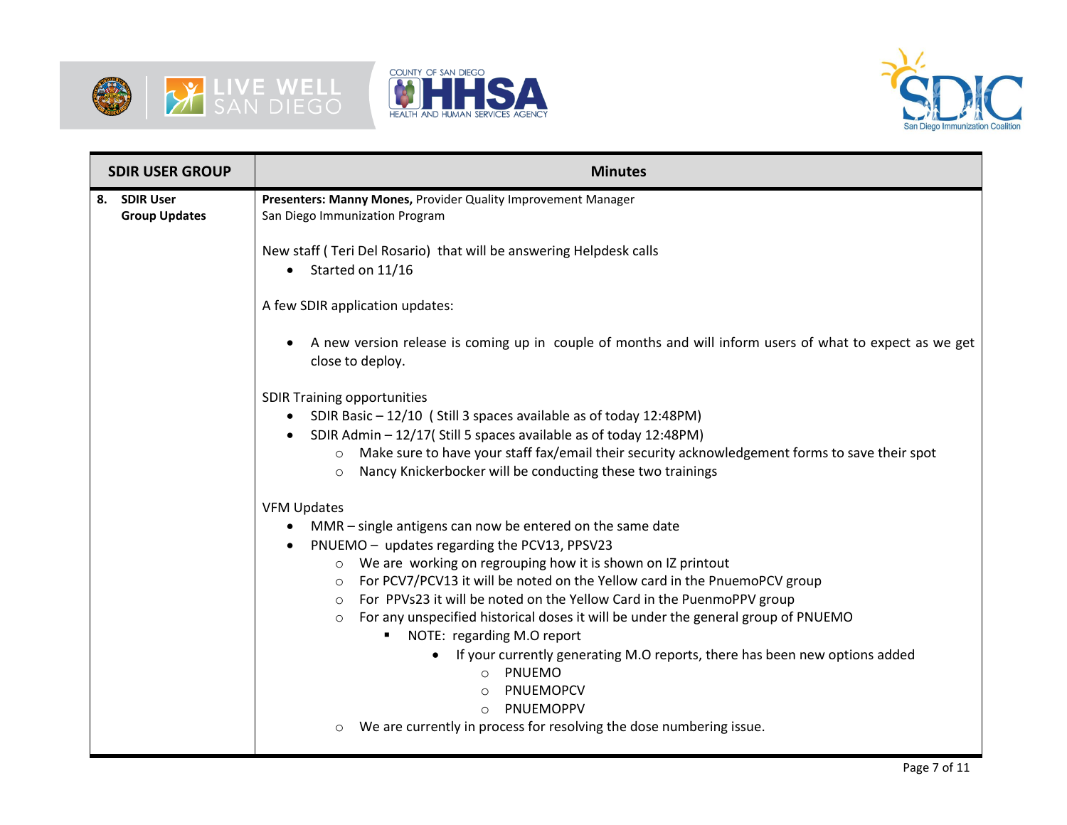| SDIR USER GROUP | Minutes |
|---|---|
| **8. SDIR User Group Updates** | **Presenters: Manny Mones,** Provider Quality Improvement Manager<br>San Diego Immunization Program<br><br>New staff ( Teri Del Rosario) that will be answering Helpdesk calls<br>• Started on 11/16<br><br>A few SDIR application updates:<br><br>• A new version release is coming up in couple of months and will inform users of what to expect as we get close to deploy.<br><br>SDIR Training opportunities<br>• SDIR Basic – 12/10 ( Still 3 spaces available as of today 12:48PM)<br>• SDIR Admin – 12/17( Still 5 spaces available as of today 12:48PM)<br>  ○ Make sure to have your staff fax/email their security acknowledgement forms to save their spot<br>  ○ Nancy Knickerbocker will be conducting these two trainings<br><br>VFM Updates<br>• MMR – single antigens can now be entered on the same date<br>• PNUEMO – updates regarding the PCV13, PPSV23<br>  ○ We are working on regrouping how it is shown on IZ printout<br>  ○ For PCV7/PCV13 it will be noted on the Yellow card in the PnuemoPCV group<br>  ○ For PPVs23 it will be noted on the Yellow Card in the PuenmoPPV group<br>  ○ For any unspecified historical doses it will be under the general group of PNUEMO<br>    ▪ NOTE: regarding M.O report<br>      • If your currently generating M.O reports, there has been new options added<br>        ○ PNUEMO<br>        ○ PNUEMOPCV<br>        ○ PNUEMOPPV<br>  ○ We are currently in process for resolving the dose numbering issue. |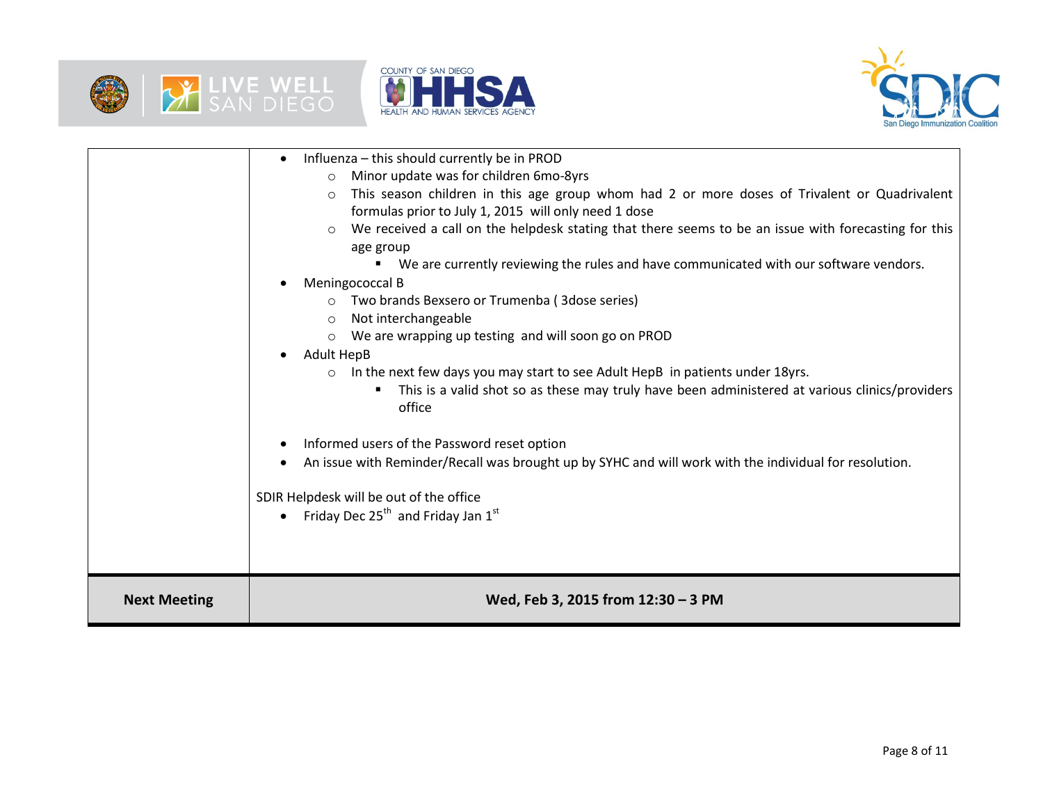| | |
|---|---|
| | - Influenza – this should currently be in PROD<br>  - Minor update was for children 6mo-8yrs<br>  - This season children in this age group whom had 2 or more doses of Trivalent or Quadrivalent formulas prior to July 1, 2015 will only need 1 dose<br>  - We received a call on the helpdesk stating that there seems to be an issue with forecasting for this age group<br>    - We are currently reviewing the rules and have communicated with our software vendors.<br>- Meningococcal B<br>  - Two brands Bexsero or Trumenba ( 3dose series)<br>  - Not interchangeable<br>  - We are wrapping up testing and will soon go on PROD<br>- Adult HepB<br>  - In the next few days you may start to see Adult HepB in patients under 18yrs.<br>    - This is a valid shot so as these may truly have been administered at various clinics/providers office<br><br>- Informed users of the Password reset option<br>- An issue with Reminder/Recall was brought up by SYHC and will work with the individual for resolution.<br><br>SDIR Helpdesk will be out of the office<br>- Friday Dec 25th and Friday Jan 1st |
| **Next Meeting** | **Wed, Feb 3, 2015 from 12:30 – 3 PM** |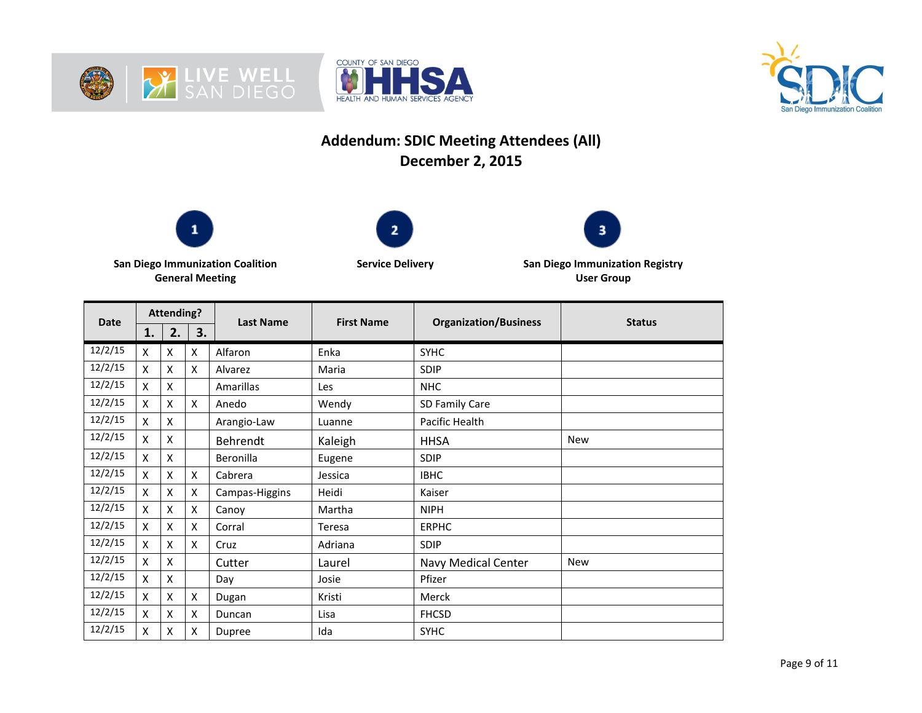# Addendum: SDIC Meeting Attendees (All)

## December 2, 2015

**1** San Diego Immunization Coalition General Meeting

**2** Service Delivery

**3** San Diego Immunization Registry User Group

| Date | Attending? | | | Last Name | First Name | Organization/Business | Status |
|---|---|---|---|---|---|---|---|
| | 1. | 2. | 3. | | | | |
| 12/2/15 | X | X | X | Alfaron | Enka | SYHC | |
| 12/2/15 | X | X | X | Alvarez | Maria | SDIP | |
| 12/2/15 | X | X | | Amarillas | Les | NHC | |
| 12/2/15 | X | X | X | Anedo | Wendy | SD Family Care | |
| 12/2/15 | X | X | | Arangio-Law | Luanne | Pacific Health | |
| 12/2/15 | X | X | | Behrendt | Kaleigh | HHSA | New |
| 12/2/15 | X | X | | Beronilla | Eugene | SDIP | |
| 12/2/15 | X | X | X | Cabrera | Jessica | IBHC | |
| 12/2/15 | X | X | X | Campas-Higgins | Heidi | Kaiser | |
| 12/2/15 | X | X | X | Canoy | Martha | NIPH | |
| 12/2/15 | X | X | X | Corral | Teresa | ERPHC | |
| 12/2/15 | X | X | X | Cruz | Adriana | SDIP | |
| 12/2/15 | X | X | | Cutter | Laurel | Navy Medical Center | New |
| 12/2/15 | X | X | | Day | Josie | Pfizer | |
| 12/2/15 | X | X | X | Dugan | Kristi | Merck | |
| 12/2/15 | X | X | X | Duncan | Lisa | FHCSD | |
| 12/2/15 | X | X | X | Dupree | Ida | SYHC | |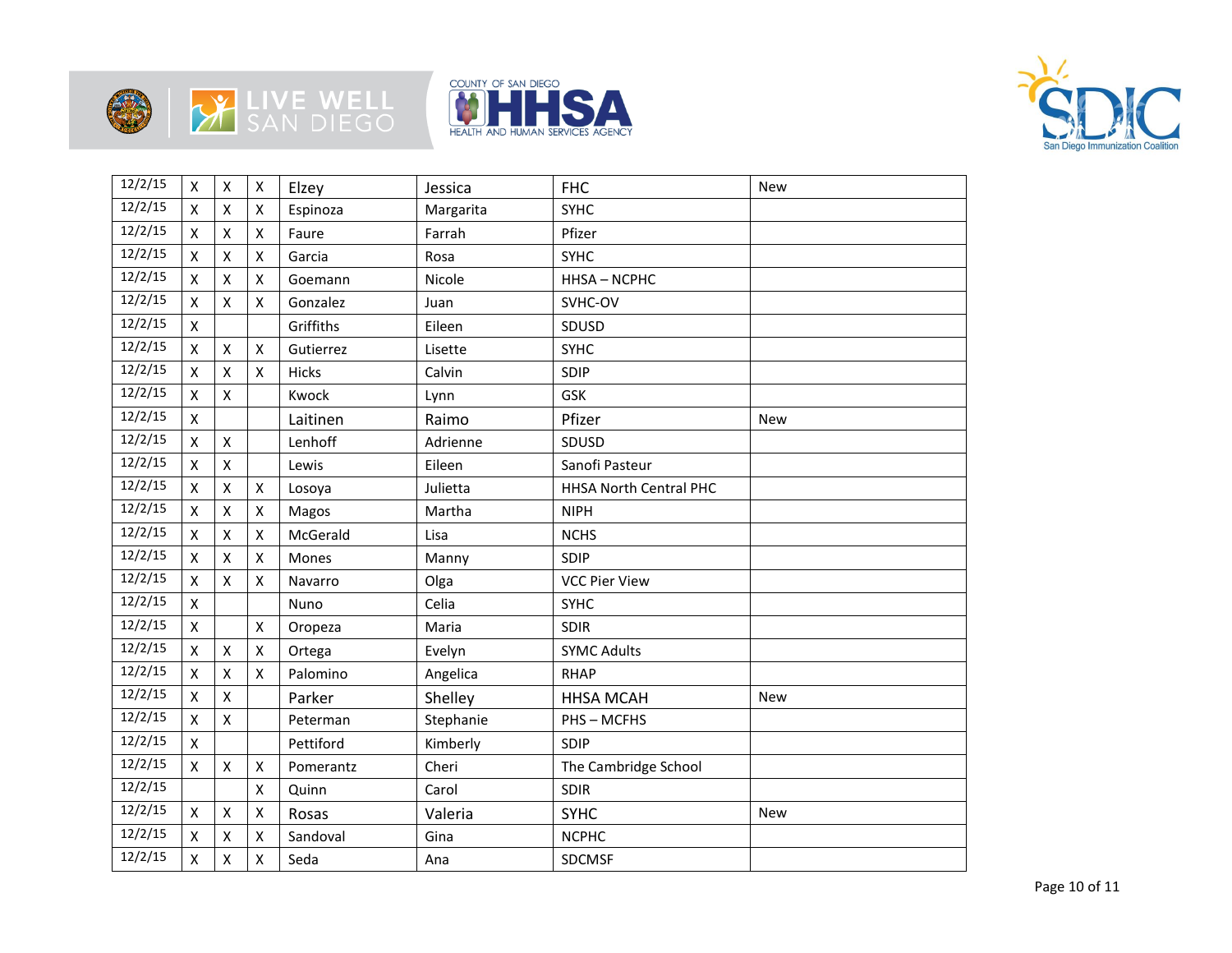| 12/2/15 | X | X | X | Elzey | Jessica | FHC | New |
|---|---|---|---|---|---|---|---|
| 12/2/15 | X | X | X | Espinoza | Margarita | SYHC | |
| 12/2/15 | X | X | X | Faure | Farrah | Pfizer | |
| 12/2/15 | X | X | X | Garcia | Rosa | SYHC | |
| 12/2/15 | X | X | X | Goemann | Nicole | HHSA – NCPHC | |
| 12/2/15 | X | X | X | Gonzalez | Juan | SVHC-OV | |
| 12/2/15 | X | | | Griffiths | Eileen | SDUSD | |
| 12/2/15 | X | X | X | Gutierrez | Lisette | SYHC | |
| 12/2/15 | X | X | X | Hicks | Calvin | SDIP | |
| 12/2/15 | X | X | | Kwock | Lynn | GSK | |
| 12/2/15 | X | | | Laitinen | Raimo | Pfizer | New |
| 12/2/15 | X | X | | Lenhoff | Adrienne | SDUSD | |
| 12/2/15 | X | X | | Lewis | Eileen | Sanofi Pasteur | |
| 12/2/15 | X | X | X | Losoya | Julietta | HHSA North Central PHC | |
| 12/2/15 | X | X | X | Magos | Martha | NIPH | |
| 12/2/15 | X | X | X | McGerald | Lisa | NCHS | |
| 12/2/15 | X | X | X | Mones | Manny | SDIP | |
| 12/2/15 | X | X | X | Navarro | Olga | VCC Pier View | |
| 12/2/15 | X | | | Nuno | Celia | SYHC | |
| 12/2/15 | X | | X | Oropeza | Maria | SDIR | |
| 12/2/15 | X | X | X | Ortega | Evelyn | SYMC Adults | |
| 12/2/15 | X | X | X | Palomino | Angelica | RHAP | |
| 12/2/15 | X | X | | Parker | Shelley | HHSA MCAH | New |
| 12/2/15 | X | X | | Peterman | Stephanie | PHS – MCFHS | |
| 12/2/15 | X | | | Pettiford | Kimberly | SDIP | |
| 12/2/15 | X | X | X | Pomerantz | Cheri | The Cambridge School | |
| 12/2/15 | | | X | Quinn | Carol | SDIR | |
| 12/2/15 | X | X | X | Rosas | Valeria | SYHC | New |
| 12/2/15 | X | X | X | Sandoval | Gina | NCPHC | |
| 12/2/15 | X | X | X | Seda | Ana | SDCMSF | |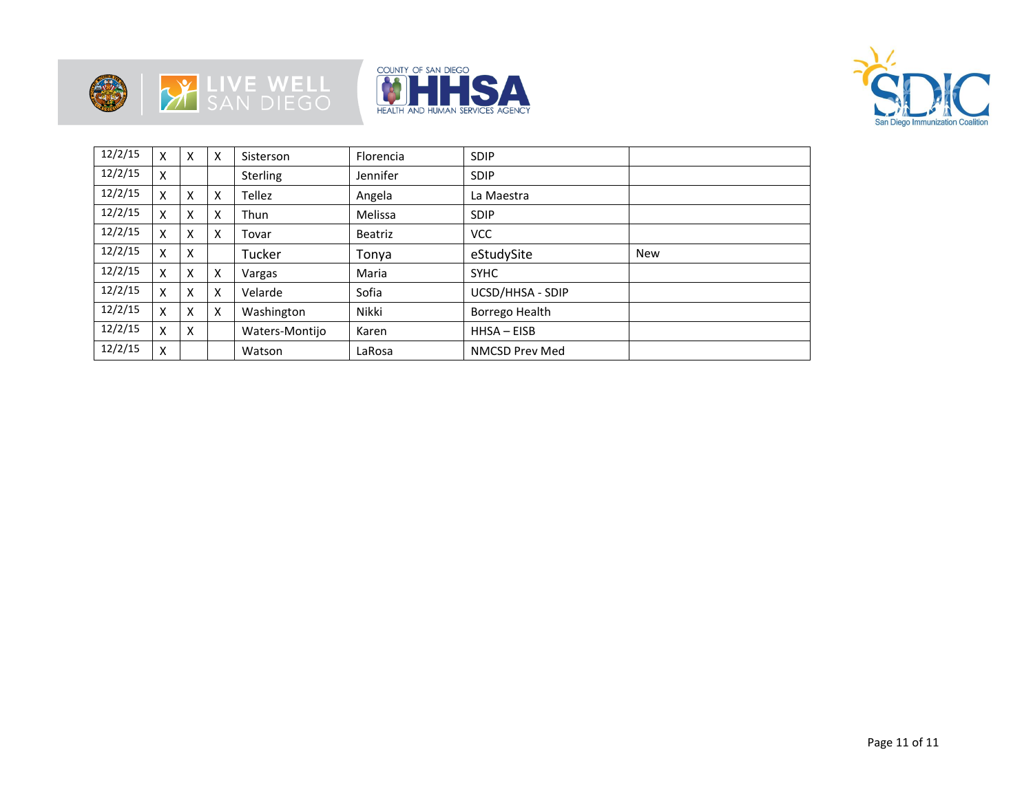| | | | | | | | |
|---|---|---|---|---|---|---|---|
| 12/2/15 | X | X | X | Sisterson | Florencia | SDIP | |
| 12/2/15 | X | | | Sterling | Jennifer | SDIP | |
| 12/2/15 | X | X | X | Tellez | Angela | La Maestra | |
| 12/2/15 | X | X | X | Thun | Melissa | SDIP | |
| 12/2/15 | X | X | X | Tovar | Beatriz | VCC | |
| 12/2/15 | X | X | | Tucker | Tonya | eStudySite | New |
| 12/2/15 | X | X | X | Vargas | Maria | SYHC | |
| 12/2/15 | X | X | X | Velarde | Sofia | UCSD/HHSA - SDIP | |
| 12/2/15 | X | X | X | Washington | Nikki | Borrego Health | |
| 12/2/15 | X | X | | Waters-Montijo | Karen | HHSA – EISB | |
| 12/2/15 | X | | | Watson | LaRosa | NMCSD Prev Med | |